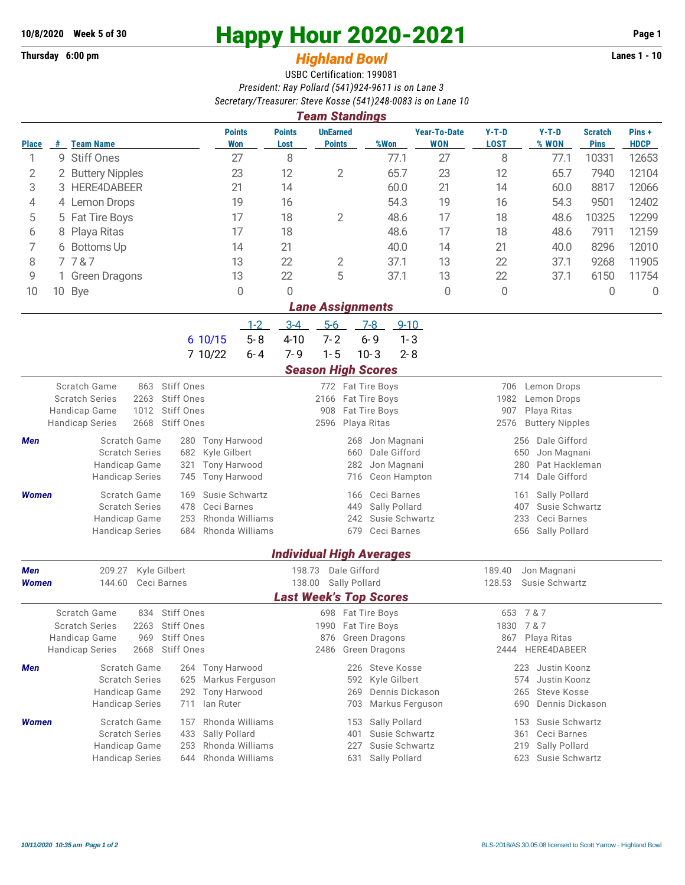**10/8/2020 Week 5 of 30**

**Thursday 6:00 pm**

# Happy Hour 2020-2021

## *Highland Bowl*

**Lanes 1 - 10**

USBC Certification: 199081

*President: Ray Pollard (541)924-9611 is on Lane 3*

*Secretary/Treasurer: Steve Kosse (541)248-0083 is on Lane 10*

### *Team Standings*

| Place | # | Team Name | Points Won | Points Lost | UnEarned Points | %Won | Year-To-Date WON | Y-T-D LOST | Y-T-D % WON | Scratch Pins | Pins + HDCP |
|---|---|---|---|---|---|---|---|---|---|---|---|
| 1 | 9 | Stiff Ones | 27 | 8 | | 77.1 | 27 | 8 | 77.1 | 10331 | 12653 |
| 2 | 2 | Buttery Nipples | 23 | 12 | 2 | 65.7 | 23 | 12 | 65.7 | 7940 | 12104 |
| 3 | 3 | HERE4DABEER | 21 | 14 | | 60.0 | 21 | 14 | 60.0 | 8817 | 12066 |
| 4 | 4 | Lemon Drops | 19 | 16 | | 54.3 | 19 | 16 | 54.3 | 9501 | 12402 |
| 5 | 5 | Fat Tire Boys | 17 | 18 | 2 | 48.6 | 17 | 18 | 48.6 | 10325 | 12299 |
| 6 | 8 | Playa Ritas | 17 | 18 | | 48.6 | 17 | 18 | 48.6 | 7911 | 12159 |
| 7 | 6 | Bottoms Up | 14 | 21 | | 40.0 | 14 | 21 | 40.0 | 8296 | 12010 |
| 8 | 7 | 7 & 7 | 13 | 22 | 2 | 37.1 | 13 | 22 | 37.1 | 9268 | 11905 |
| 9 | 1 | Green Dragons | 13 | 22 | 5 | 37.1 | 13 | 22 | 37.1 | 6150 | 11754 |
| 10 | 10 | Bye | 0 | 0 | | | 0 | 0 | | 0 | 0 |

### *Lane Assignments*

| | 1-2 | 3-4 | 5-6 | 7-8 | 9-10 |
|---|---|---|---|---|---|
| 6 10/15 | 5- 8 | 4-10 | 7- 2 | 6- 9 | 1- 3 |
| 7 10/22 | 6- 4 | 7- 9 | 1- 5 | 10- 3 | 2- 8 |

### *Season High Scores*

| | | | | | | |
|---|---|---|---|---|---|---|
| Scratch Game | 863 | Stiff Ones | 772 | Fat Tire Boys | 706 | Lemon Drops |
| Scratch Series | 2263 | Stiff Ones | 2166 | Fat Tire Boys | 1982 | Lemon Drops |
| Handicap Game | 1012 | Stiff Ones | 908 | Fat Tire Boys | 907 | Playa Ritas |
| Handicap Series | 2668 | Stiff Ones | 2596 | Playa Ritas | 2576 | Buttery Nipples |

***Men***

| | | | | | | |
|---|---|---|---|---|---|---|
| Scratch Game | 280 | Tony Harwood | 268 | Jon Magnani | 256 | Dale Gifford |
| Scratch Series | 682 | Kyle Gilbert | 660 | Dale Gifford | 650 | Jon Magnani |
| Handicap Game | 321 | Tony Harwood | 282 | Jon Magnani | 280 | Pat Hackleman |
| Handicap Series | 745 | Tony Harwood | 716 | Ceon Hampton | 714 | Dale Gifford |

***Women***

| | | | | | | |
|---|---|---|---|---|---|---|
| Scratch Game | 169 | Susie Schwartz | 166 | Ceci Barnes | 161 | Sally Pollard |
| Scratch Series | 478 | Ceci Barnes | 449 | Sally Pollard | 407 | Susie Schwartz |
| Handicap Game | 253 | Rhonda Williams | 242 | Susie Schwartz | 233 | Ceci Barnes |
| Handicap Series | 684 | Rhonda Williams | 679 | Ceci Barnes | 656 | Sally Pollard |

### *Individual High Averages*

| | | | | | | |
|---|---|---|---|---|---|---|
| ***Men*** | 209.27 | Kyle Gilbert | 198.73 | Dale Gifford | 189.40 | Jon Magnani |
| ***Women*** | 144.60 | Ceci Barnes | 138.00 | Sally Pollard | 128.53 | Susie Schwartz |

### *Last Week's Top Scores*

| | | | | | | |
|---|---|---|---|---|---|---|
| Scratch Game | 834 | Stiff Ones | 698 | Fat Tire Boys | 653 | 7 & 7 |
| Scratch Series | 2263 | Stiff Ones | 1990 | Fat Tire Boys | 1830 | 7 & 7 |
| Handicap Game | 969 | Stiff Ones | 876 | Green Dragons | 867 | Playa Ritas |
| Handicap Series | 2668 | Stiff Ones | 2486 | Green Dragons | 2444 | HERE4DABEER |

***Men***

| | | | | | | |
|---|---|---|---|---|---|---|
| Scratch Game | 264 | Tony Harwood | 226 | Steve Kosse | 223 | Justin Koonz |
| Scratch Series | 625 | Markus Ferguson | 592 | Kyle Gilbert | 574 | Justin Koonz |
| Handicap Game | 292 | Tony Harwood | 269 | Dennis Dickason | 265 | Steve Kosse |
| Handicap Series | 711 | Ian Ruter | 703 | Markus Ferguson | 690 | Dennis Dickason |

***Women***

| | | | | | | |
|---|---|---|---|---|---|---|
| Scratch Game | 157 | Rhonda Williams | 153 | Sally Pollard | 153 | Susie Schwartz |
| Scratch Series | 433 | Sally Pollard | 401 | Susie Schwartz | 361 | Ceci Barnes |
| Handicap Game | 253 | Rhonda Williams | 227 | Susie Schwartz | 219 | Sally Pollard |
| Handicap Series | 644 | Rhonda Williams | 631 | Sally Pollard | 623 | Susie Schwartz |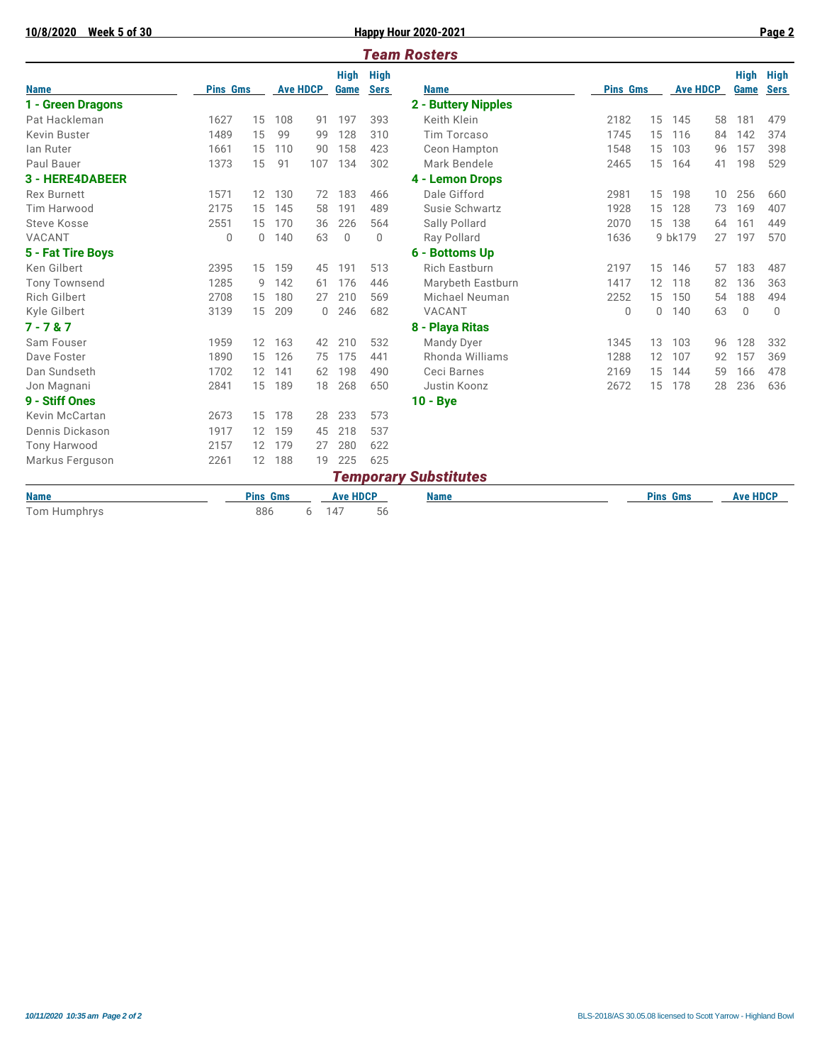## *Team Rosters*

| Name | Pins | Gms | Ave | HDCP | High Game | High Sers |
|---|---|---|---|---|---|---|
| **1 - Green Dragons** | | | | | | |
| Pat Hackleman | 1627 | 15 | 108 | 91 | 197 | 393 |
| Kevin Buster | 1489 | 15 | 99 | 99 | 128 | 310 |
| Ian Ruter | 1661 | 15 | 110 | 90 | 158 | 423 |
| Paul Bauer | 1373 | 15 | 91 | 107 | 134 | 302 |
| **3 - HERE4DABEER** | | | | | | |
| Rex Burnett | 1571 | 12 | 130 | 72 | 183 | 466 |
| Tim Harwood | 2175 | 15 | 145 | 58 | 191 | 489 |
| Steve Kosse | 2551 | 15 | 170 | 36 | 226 | 564 |
| VACANT | 0 | 0 | 140 | 63 | 0 | 0 |
| **5 - Fat Tire Boys** | | | | | | |
| Ken Gilbert | 2395 | 15 | 159 | 45 | 191 | 513 |
| Tony Townsend | 1285 | 9 | 142 | 61 | 176 | 446 |
| Rich Gilbert | 2708 | 15 | 180 | 27 | 210 | 569 |
| Kyle Gilbert | 3139 | 15 | 209 | 0 | 246 | 682 |
| **7 - 7 & 7** | | | | | | |
| Sam Fouser | 1959 | 12 | 163 | 42 | 210 | 532 |
| Dave Foster | 1890 | 15 | 126 | 75 | 175 | 441 |
| Dan Sundseth | 1702 | 12 | 141 | 62 | 198 | 490 |
| Jon Magnani | 2841 | 15 | 189 | 18 | 268 | 650 |
| **9 - Stiff Ones** | | | | | | |
| Kevin McCartan | 2673 | 15 | 178 | 28 | 233 | 573 |
| Dennis Dickason | 1917 | 12 | 159 | 45 | 218 | 537 |
| Tony Harwood | 2157 | 12 | 179 | 27 | 280 | 622 |
| Markus Ferguson | 2261 | 12 | 188 | 19 | 225 | 625 |

| Name | Pins | Gms | Ave | HDCP | High Game | High Sers |
|---|---|---|---|---|---|---|
| **2 - Buttery Nipples** | | | | | | |
| Keith Klein | 2182 | 15 | 145 | 58 | 181 | 479 |
| Tim Torcaso | 1745 | 15 | 116 | 84 | 142 | 374 |
| Ceon Hampton | 1548 | 15 | 103 | 96 | 157 | 398 |
| Mark Bendele | 2465 | 15 | 164 | 41 | 198 | 529 |
| **4 - Lemon Drops** | | | | | | |
| Dale Gifford | 2981 | 15 | 198 | 10 | 256 | 660 |
| Susie Schwartz | 1928 | 15 | 128 | 73 | 169 | 407 |
| Sally Pollard | 2070 | 15 | 138 | 64 | 161 | 449 |
| Ray Pollard | 1636 | 9 | bk179 | 27 | 197 | 570 |
| **6 - Bottoms Up** | | | | | | |
| Rich Eastburn | 2197 | 15 | 146 | 57 | 183 | 487 |
| Marybeth Eastburn | 1417 | 12 | 118 | 82 | 136 | 363 |
| Michael Neuman | 2252 | 15 | 150 | 54 | 188 | 494 |
| VACANT | 0 | 0 | 140 | 63 | 0 | 0 |
| **8 - Playa Ritas** | | | | | | |
| Mandy Dyer | 1345 | 13 | 103 | 96 | 128 | 332 |
| Rhonda Williams | 1288 | 12 | 107 | 92 | 157 | 369 |
| Ceci Barnes | 2169 | 15 | 144 | 59 | 166 | 478 |
| Justin Koonz | 2672 | 15 | 178 | 28 | 236 | 636 |
| **10 - Bye** | | | | | | |

## *Temporary Substitutes*

| Name | Pins | Gms | Ave | HDCP |
|---|---|---|---|---|
| Tom Humphrys | 886 | 6 | 147 | 56 |